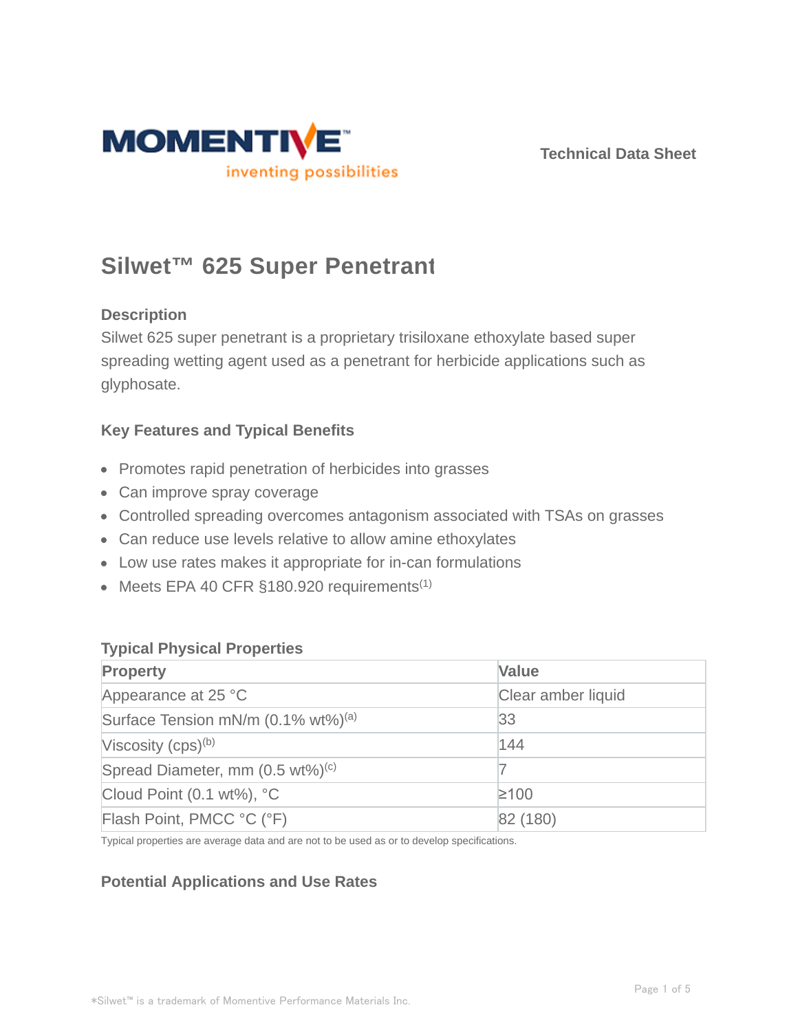Technical Data Sheet

# Silwet™ 625 Super Penetrant

## Description

Silwet 625 super penetrant is a proprietary trisiloxane ethoxylate based super spreading wetting agent used as a penetrant for herbicide applications such as glyphosate.

## Key Features and Typical Benefits

- Promotes rapid penetration of herbicides into grasses
- Can improve spray coverage
- Controlled spreading overcomes antagonism associated with TSAs on grasses
- Can reduce use levels relative to allow amine ethoxylates
- Low use rates makes it appropriate for in-can formulations
- Meets EPA 40 CFR §180.920 requirements(1)

## Typical Physical Properties

| Property | Value |
|---|---|
| Appearance at 25 °C | Clear amber liquid |
| Surface Tension mN/m (0.1% wt%)(a) | 33 |
| Viscosity (cps)(b) | 144 |
| Spread Diameter, mm (0.5 wt%)(c) | 7 |
| Cloud Point (0.1 wt%), °C | ≥100 |
| Flash Point, PMCC °C (°F) | 82 (180) |

Typical properties are average data and are not to be used as or to develop specifications.

## Potential Applications and Use Rates

*Silwet™ is a trademark of Momentive Performance Materials Inc.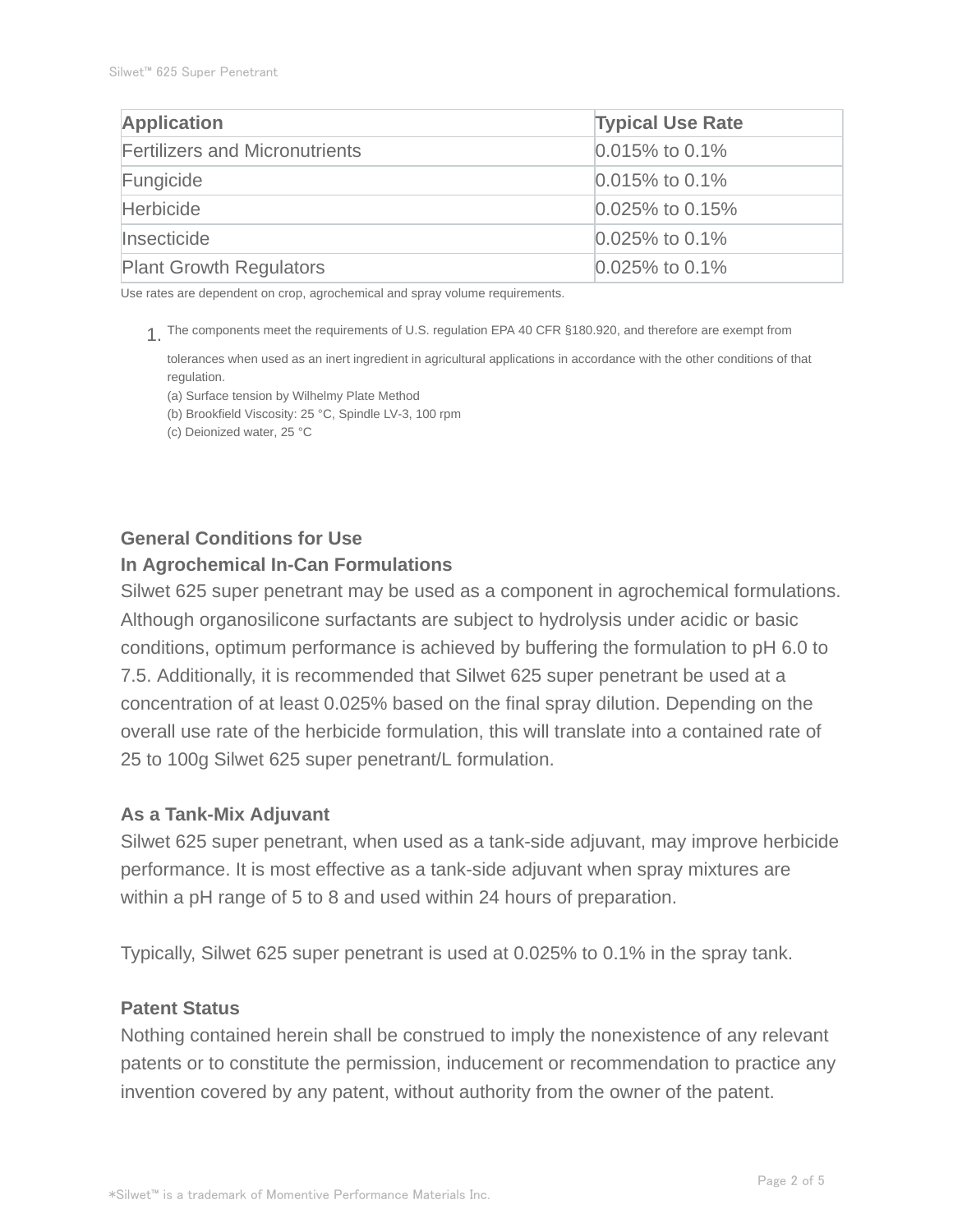| Application | Typical Use Rate |
|---|---|
| Fertilizers and Micronutrients | 0.015% to 0.1% |
| Fungicide | 0.015% to 0.1% |
| Herbicide | 0.025% to 0.15% |
| Insecticide | 0.025% to 0.1% |
| Plant Growth Regulators | 0.025% to 0.1% |

Use rates are dependent on crop, agrochemical and spray volume requirements.

1. The components meet the requirements of U.S. regulation EPA 40 CFR §180.920, and therefore are exempt from tolerances when used as an inert ingredient in agricultural applications in accordance with the other conditions of that regulation.
   (a) Surface tension by Wilhelmy Plate Method
   (b) Brookfield Viscosity: 25 °C, Spindle LV-3, 100 rpm
   (c) Deionized water, 25 °C

## General Conditions for Use

### In Agrochemical In-Can Formulations

Silwet 625 super penetrant may be used as a component in agrochemical formulations. Although organosilicone surfactants are subject to hydrolysis under acidic or basic conditions, optimum performance is achieved by buffering the formulation to pH 6.0 to 7.5. Additionally, it is recommended that Silwet 625 super penetrant be used at a concentration of at least 0.025% based on the final spray dilution. Depending on the overall use rate of the herbicide formulation, this will translate into a contained rate of 25 to 100g Silwet 625 super penetrant/L formulation.

### As a Tank-Mix Adjuvant

Silwet 625 super penetrant, when used as a tank-side adjuvant, may improve herbicide performance. It is most effective as a tank-side adjuvant when spray mixtures are within a pH range of 5 to 8 and used within 24 hours of preparation.

Typically, Silwet 625 super penetrant is used at 0.025% to 0.1% in the spray tank.

### Patent Status

Nothing contained herein shall be construed to imply the nonexistence of any relevant patents or to constitute the permission, inducement or recommendation to practice any invention covered by any patent, without authority from the owner of the patent.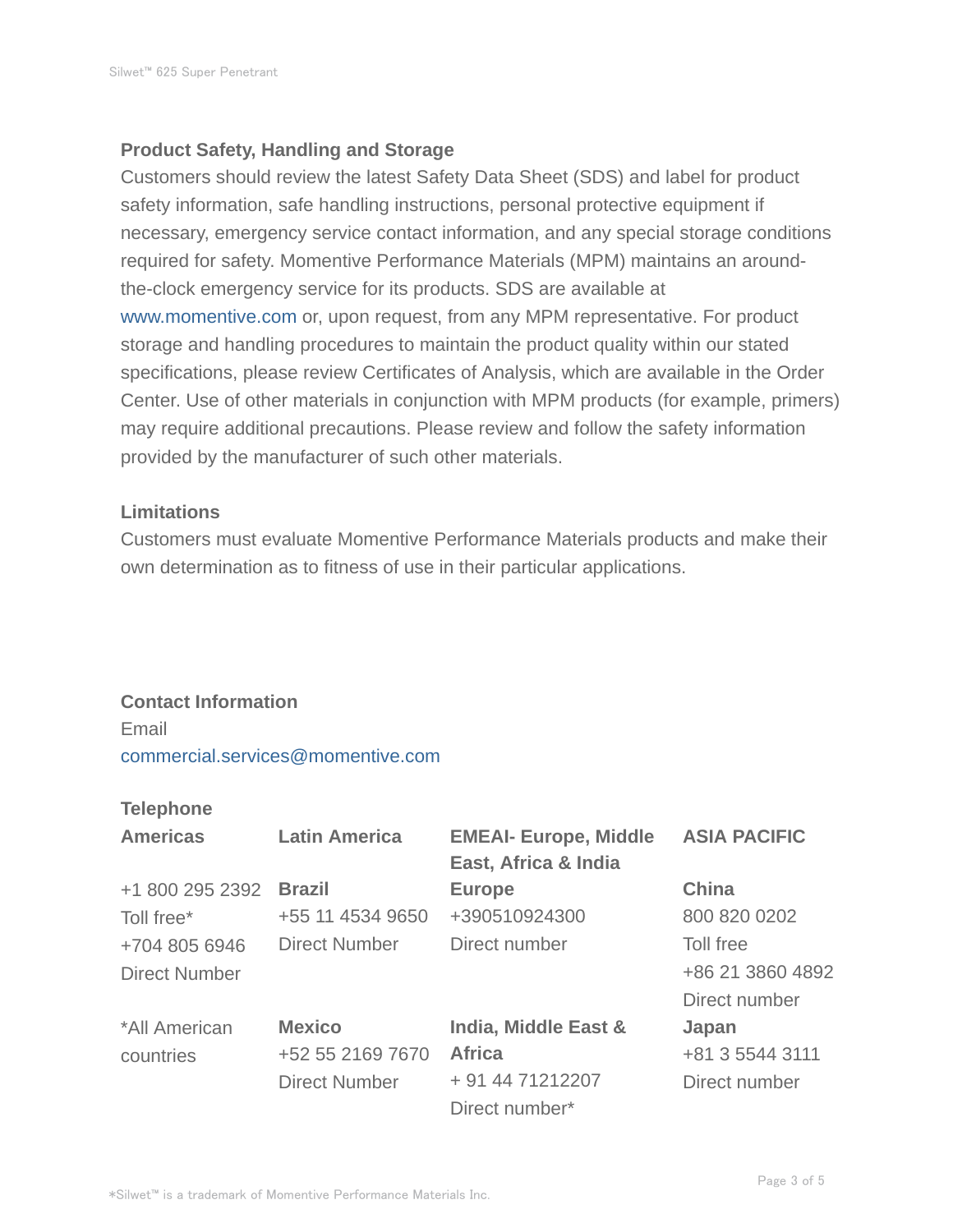## Product Safety, Handling and Storage

Customers should review the latest Safety Data Sheet (SDS) and label for product safety information, safe handling instructions, personal protective equipment if necessary, emergency service contact information, and any special storage conditions required for safety. Momentive Performance Materials (MPM) maintains an around-the-clock emergency service for its products. SDS are available at www.momentive.com or, upon request, from any MPM representative. For product storage and handling procedures to maintain the product quality within our stated specifications, please review Certificates of Analysis, which are available in the Order Center. Use of other materials in conjunction with MPM products (for example, primers) may require additional precautions. Please review and follow the safety information provided by the manufacturer of such other materials.

## Limitations

Customers must evaluate Momentive Performance Materials products and make their own determination as to fitness of use in their particular applications.

## Contact Information

Email

commercial.services@momentive.com

### Telephone

| Americas | Latin America | EMEAI- Europe, Middle East, Africa & India | ASIA PACIFIC |
|---|---|---|---|
| +1 800 295 2392<br>Toll free*<br>+704 805 6946<br>Direct Number | **Brazil**<br>+55 11 4534 9650<br>Direct Number | **Europe**<br>+390510924300<br>Direct number | **China**<br>800 820 0202<br>Toll free<br>+86 21 3860 4892<br>Direct number |
| *All American countries | **Mexico**<br>+52 55 2169 7670<br>Direct Number | **India, Middle East & Africa**<br>+ 91 44 71212207<br>Direct number* | **Japan**<br>+81 3 5544 3111<br>Direct number |

*Silwet™ is a trademark of Momentive Performance Materials Inc.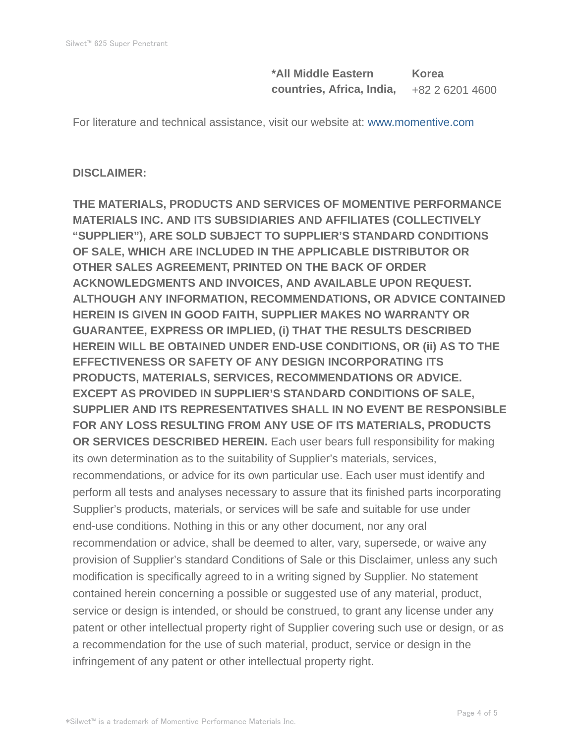| \*All Middle Eastern countries, Africa, India, | Korea |
| --- | --- |
| | +82 2 6201 4600 |

For literature and technical assistance, visit our website at: www.momentive.com

**DISCLAIMER:**

**THE MATERIALS, PRODUCTS AND SERVICES OF MOMENTIVE PERFORMANCE MATERIALS INC. AND ITS SUBSIDIARIES AND AFFILIATES (COLLECTIVELY "SUPPLIER"), ARE SOLD SUBJECT TO SUPPLIER'S STANDARD CONDITIONS OF SALE, WHICH ARE INCLUDED IN THE APPLICABLE DISTRIBUTOR OR OTHER SALES AGREEMENT, PRINTED ON THE BACK OF ORDER ACKNOWLEDGMENTS AND INVOICES, AND AVAILABLE UPON REQUEST. ALTHOUGH ANY INFORMATION, RECOMMENDATIONS, OR ADVICE CONTAINED HEREIN IS GIVEN IN GOOD FAITH, SUPPLIER MAKES NO WARRANTY OR GUARANTEE, EXPRESS OR IMPLIED, (i) THAT THE RESULTS DESCRIBED HEREIN WILL BE OBTAINED UNDER END-USE CONDITIONS, OR (ii) AS TO THE EFFECTIVENESS OR SAFETY OF ANY DESIGN INCORPORATING ITS PRODUCTS, MATERIALS, SERVICES, RECOMMENDATIONS OR ADVICE. EXCEPT AS PROVIDED IN SUPPLIER'S STANDARD CONDITIONS OF SALE, SUPPLIER AND ITS REPRESENTATIVES SHALL IN NO EVENT BE RESPONSIBLE FOR ANY LOSS RESULTING FROM ANY USE OF ITS MATERIALS, PRODUCTS OR SERVICES DESCRIBED HEREIN.** Each user bears full responsibility for making its own determination as to the suitability of Supplier's materials, services, recommendations, or advice for its own particular use. Each user must identify and perform all tests and analyses necessary to assure that its finished parts incorporating Supplier's products, materials, or services will be safe and suitable for use under end-use conditions. Nothing in this or any other document, nor any oral recommendation or advice, shall be deemed to alter, vary, supersede, or waive any provision of Supplier's standard Conditions of Sale or this Disclaimer, unless any such modification is specifically agreed to in a writing signed by Supplier. No statement contained herein concerning a possible or suggested use of any material, product, service or design is intended, or should be construed, to grant any license under any patent or other intellectual property right of Supplier covering such use or design, or as a recommendation for the use of such material, product, service or design in the infringement of any patent or other intellectual property right.

\*Silwet™ is a trademark of Momentive Performance Materials Inc.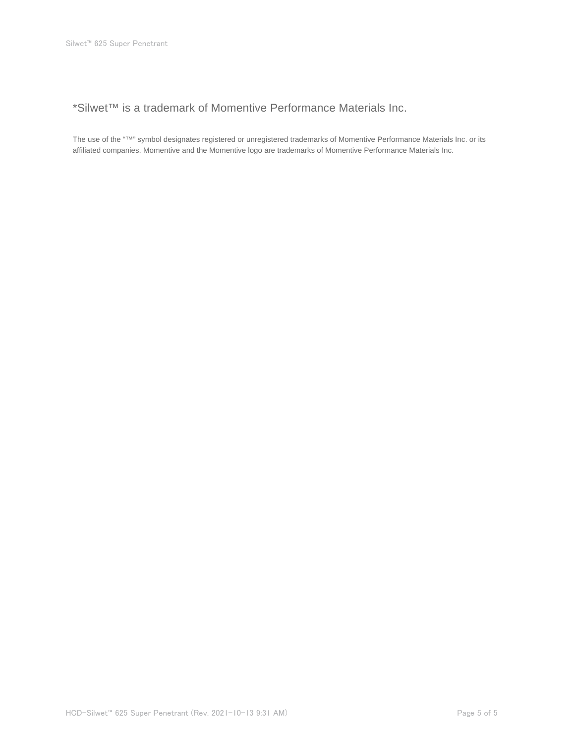*Silwet™ is a trademark of Momentive Performance Materials Inc.

The use of the "™" symbol designates registered or unregistered trademarks of Momentive Performance Materials Inc. or its affiliated companies. Momentive and the Momentive logo are trademarks of Momentive Performance Materials Inc.